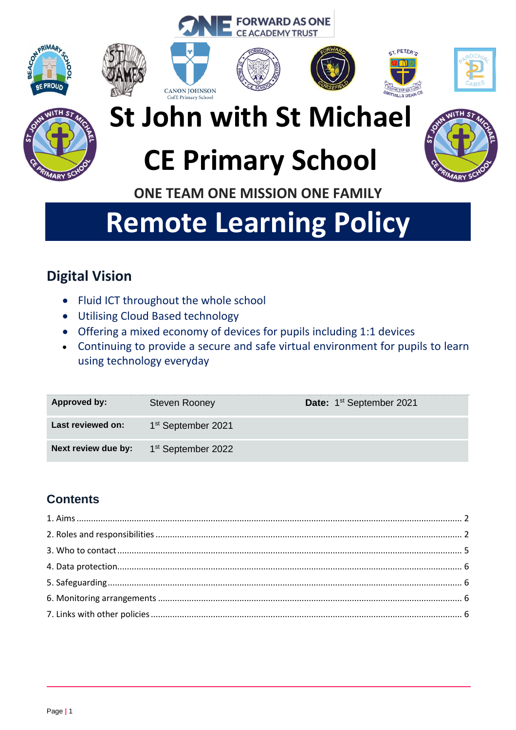FORWARD AS ONE
CE ACADEMY TRUST

# St John with St Michael CE Primary School

**ONE TEAM ONE MISSION ONE FAMILY**

# Remote Learning Policy

## Digital Vision

- Fluid ICT throughout the whole school
- Utilising Cloud Based technology
- Offering a mixed economy of devices for pupils including 1:1 devices
- Continuing to provide a secure and safe virtual environment for pupils to learn using technology everyday

| **Approved by:** | Steven Rooney | **Date:** 1st September 2021 |
|---|---|---|
| **Last reviewed on:** | 1st September 2021 | |
| **Next review due by:** | 1st September 2022 | |

## Contents

1. Aims ........ 2
2. Roles and responsibilities ........ 2
3. Who to contact ........ 5
4. Data protection ........ 6
5. Safeguarding ........ 6
6. Monitoring arrangements ........ 6
7. Links with other policies ........ 6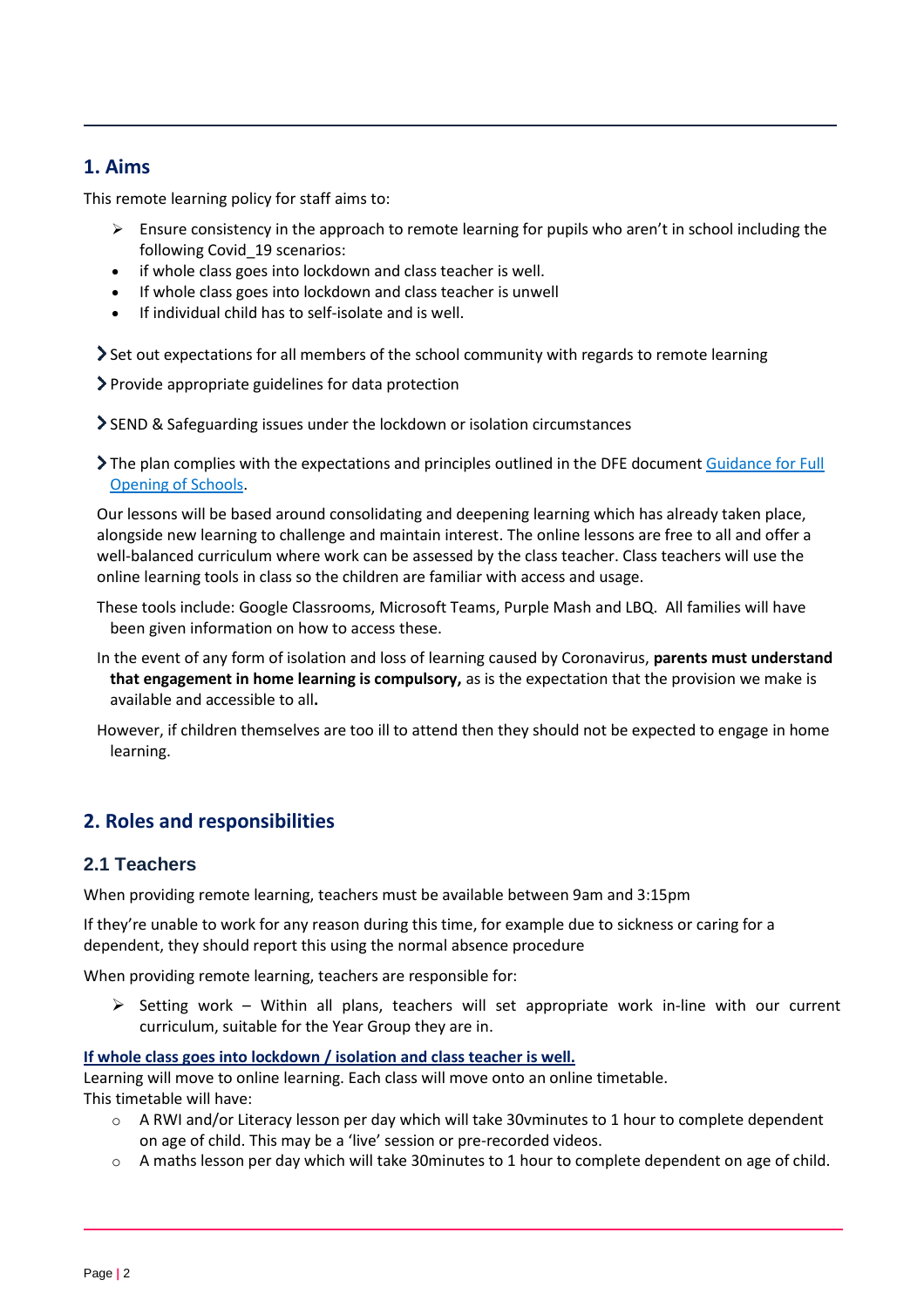## 1. Aims

This remote learning policy for staff aims to:

- Ensure consistency in the approach to remote learning for pupils who aren't in school including the following Covid_19 scenarios:
- if whole class goes into lockdown and class teacher is well.
- If whole class goes into lockdown and class teacher is unwell
- If individual child has to self-isolate and is well.

- Set out expectations for all members of the school community with regards to remote learning
- Provide appropriate guidelines for data protection
- SEND & Safeguarding issues under the lockdown or isolation circumstances
- The plan complies with the expectations and principles outlined in the DFE document Guidance for Full Opening of Schools.

Our lessons will be based around consolidating and deepening learning which has already taken place, alongside new learning to challenge and maintain interest. The online lessons are free to all and offer a well-balanced curriculum where work can be assessed by the class teacher. Class teachers will use the online learning tools in class so the children are familiar with access and usage.

These tools include: Google Classrooms, Microsoft Teams, Purple Mash and LBQ. All families will have been given information on how to access these.

In the event of any form of isolation and loss of learning caused by Coronavirus, **parents must understand that engagement in home learning is compulsory,** as is the expectation that the provision we make is available and accessible to all**.**

However, if children themselves are too ill to attend then they should not be expected to engage in home learning.

## 2. Roles and responsibilities

### 2.1 Teachers

When providing remote learning, teachers must be available between 9am and 3:15pm

If they're unable to work for any reason during this time, for example due to sickness or caring for a dependent, they should report this using the normal absence procedure

When providing remote learning, teachers are responsible for:

- Setting work – Within all plans, teachers will set appropriate work in-line with our current curriculum, suitable for the Year Group they are in.

**If whole class goes into lockdown / isolation and class teacher is well.**

Learning will move to online learning. Each class will move onto an online timetable.
This timetable will have:

- A RWI and/or Literacy lesson per day which will take 30vminutes to 1 hour to complete dependent on age of child. This may be a 'live' session or pre-recorded videos.
- A maths lesson per day which will take 30minutes to 1 hour to complete dependent on age of child.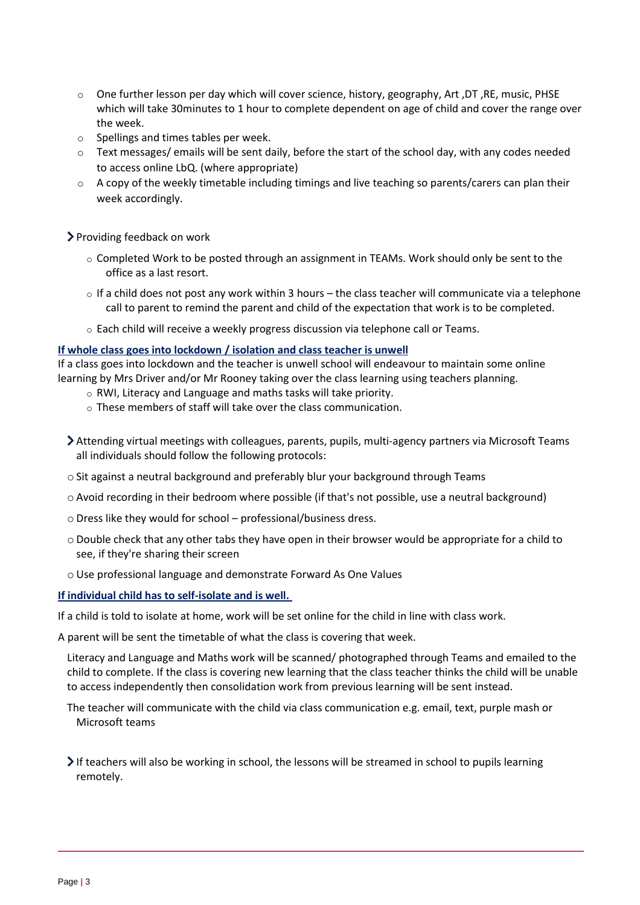- One further lesson per day which will cover science, history, geography, Art ,DT ,RE, music, PHSE which will take 30minutes to 1 hour to complete dependent on age of child and cover the range over the week.
- Spellings and times tables per week.
- Text messages/ emails will be sent daily, before the start of the school day, with any codes needed to access online LbQ. (where appropriate)
- A copy of the weekly timetable including timings and live teaching so parents/carers can plan their week accordingly.

- Providing feedback on work
  - Completed Work to be posted through an assignment in TEAMs. Work should only be sent to the office as a last resort.
  - If a child does not post any work within 3 hours – the class teacher will communicate via a telephone call to parent to remind the parent and child of the expectation that work is to be completed.
  - Each child will receive a weekly progress discussion via telephone call or Teams.

**If whole class goes into lockdown / isolation and class teacher is unwell**

If a class goes into lockdown and the teacher is unwell school will endeavour to maintain some online learning by Mrs Driver and/or Mr Rooney taking over the class learning using teachers planning.

- RWI, Literacy and Language and maths tasks will take priority.
- These members of staff will take over the class communication.

- Attending virtual meetings with colleagues, parents, pupils, multi-agency partners via Microsoft Teams all individuals should follow the following protocols:
  - Sit against a neutral background and preferably blur your background through Teams
  - Avoid recording in their bedroom where possible (if that's not possible, use a neutral background)
  - Dress like they would for school – professional/business dress.
  - Double check that any other tabs they have open in their browser would be appropriate for a child to see, if they're sharing their screen
  - Use professional language and demonstrate Forward As One Values

**If individual child has to self-isolate and is well.**

If a child is told to isolate at home, work will be set online for the child in line with class work.

A parent will be sent the timetable of what the class is covering that week.

Literacy and Language and Maths work will be scanned/ photographed through Teams and emailed to the child to complete. If the class is covering new learning that the class teacher thinks the child will be unable to access independently then consolidation work from previous learning will be sent instead.

The teacher will communicate with the child via class communication e.g. email, text, purple mash or Microsoft teams

- If teachers will also be working in school, the lessons will be streamed in school to pupils learning remotely.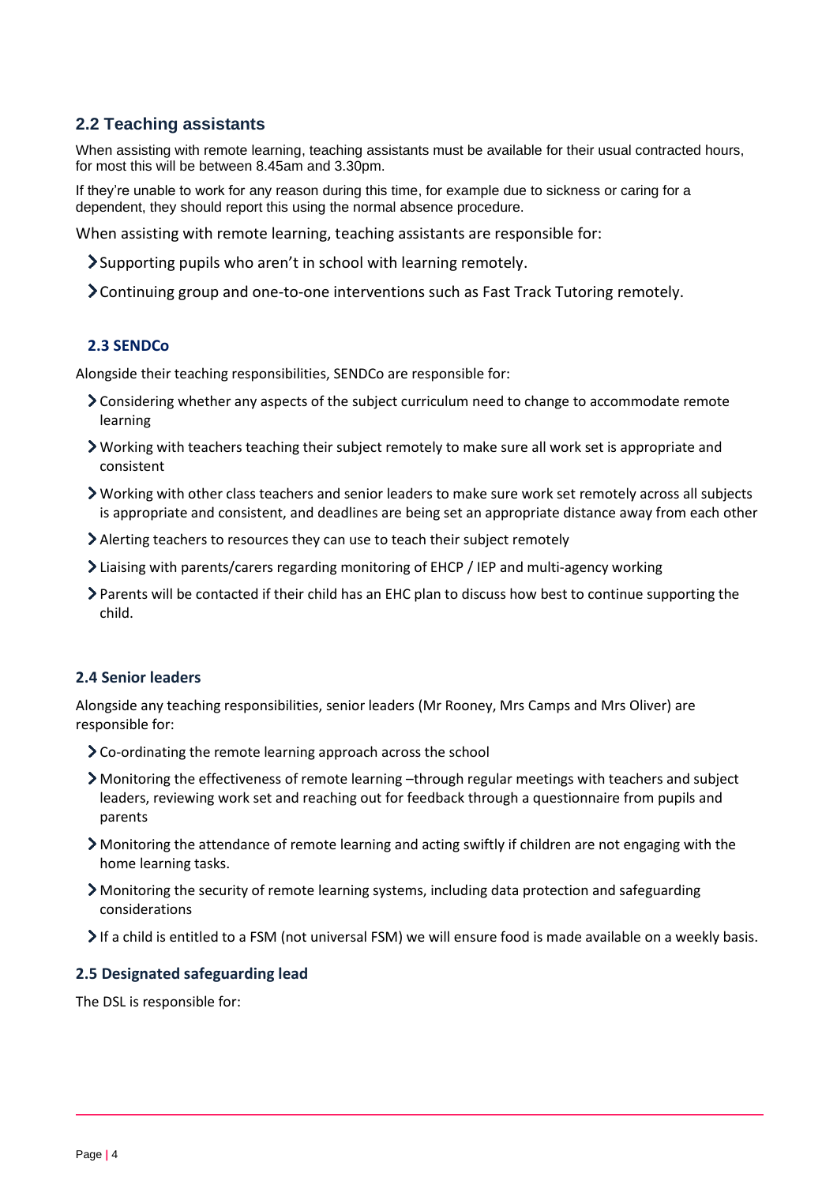### 2.2 Teaching assistants

When assisting with remote learning, teaching assistants must be available for their usual contracted hours, for most this will be between 8.45am and 3.30pm.

If they're unable to work for any reason during this time, for example due to sickness or caring for a dependent, they should report this using the normal absence procedure.

When assisting with remote learning, teaching assistants are responsible for:

- Supporting pupils who aren't in school with learning remotely.
- Continuing group and one-to-one interventions such as Fast Track Tutoring remotely.

### 2.3 SENDCo

Alongside their teaching responsibilities, SENDCo are responsible for:

- Considering whether any aspects of the subject curriculum need to change to accommodate remote learning
- Working with teachers teaching their subject remotely to make sure all work set is appropriate and consistent
- Working with other class teachers and senior leaders to make sure work set remotely across all subjects is appropriate and consistent, and deadlines are being set an appropriate distance away from each other
- Alerting teachers to resources they can use to teach their subject remotely
- Liaising with parents/carers regarding monitoring of EHCP / IEP and multi-agency working
- Parents will be contacted if their child has an EHC plan to discuss how best to continue supporting the child.

### 2.4 Senior leaders

Alongside any teaching responsibilities, senior leaders (Mr Rooney, Mrs Camps and Mrs Oliver) are responsible for:

- Co-ordinating the remote learning approach across the school
- Monitoring the effectiveness of remote learning –through regular meetings with teachers and subject leaders, reviewing work set and reaching out for feedback through a questionnaire from pupils and parents
- Monitoring the attendance of remote learning and acting swiftly if children are not engaging with the home learning tasks.
- Monitoring the security of remote learning systems, including data protection and safeguarding considerations
- If a child is entitled to a FSM (not universal FSM) we will ensure food is made available on a weekly basis.

### 2.5 Designated safeguarding lead

The DSL is responsible for: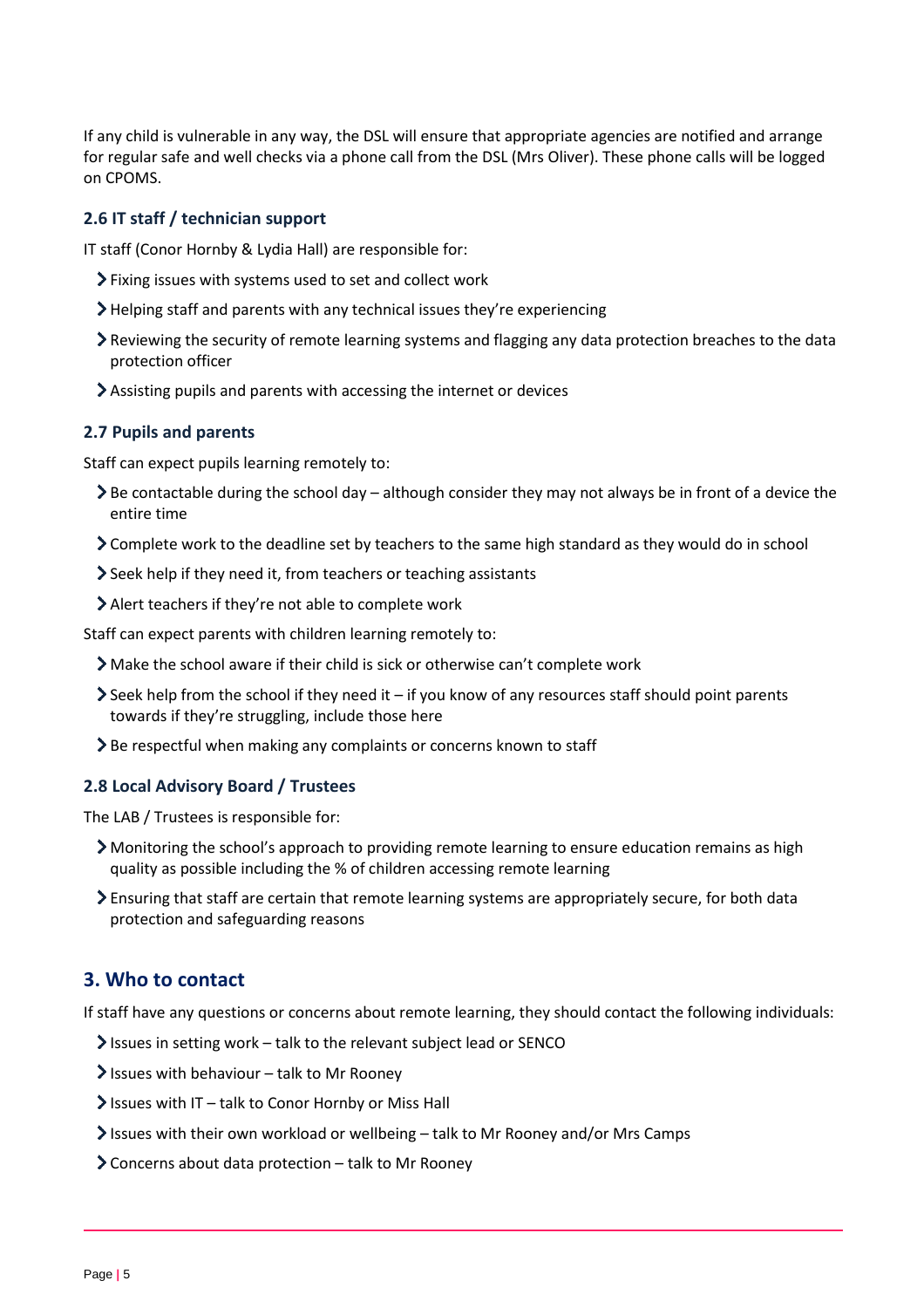If any child is vulnerable in any way, the DSL will ensure that appropriate agencies are notified and arrange for regular safe and well checks via a phone call from the DSL (Mrs Oliver). These phone calls will be logged on CPOMS.

### 2.6 IT staff / technician support

IT staff (Conor Hornby & Lydia Hall) are responsible for:

- Fixing issues with systems used to set and collect work
- Helping staff and parents with any technical issues they're experiencing
- Reviewing the security of remote learning systems and flagging any data protection breaches to the data protection officer
- Assisting pupils and parents with accessing the internet or devices

### 2.7 Pupils and parents

Staff can expect pupils learning remotely to:

- Be contactable during the school day – although consider they may not always be in front of a device the entire time
- Complete work to the deadline set by teachers to the same high standard as they would do in school
- Seek help if they need it, from teachers or teaching assistants
- Alert teachers if they're not able to complete work

Staff can expect parents with children learning remotely to:

- Make the school aware if their child is sick or otherwise can't complete work
- Seek help from the school if they need it – if you know of any resources staff should point parents towards if they're struggling, include those here
- Be respectful when making any complaints or concerns known to staff

### 2.8 Local Advisory Board / Trustees

The LAB / Trustees is responsible for:

- Monitoring the school's approach to providing remote learning to ensure education remains as high quality as possible including the % of children accessing remote learning
- Ensuring that staff are certain that remote learning systems are appropriately secure, for both data protection and safeguarding reasons

## 3. Who to contact

If staff have any questions or concerns about remote learning, they should contact the following individuals:

- Issues in setting work – talk to the relevant subject lead or SENCO
- Issues with behaviour – talk to Mr Rooney
- Issues with IT – talk to Conor Hornby or Miss Hall
- Issues with their own workload or wellbeing – talk to Mr Rooney and/or Mrs Camps
- Concerns about data protection – talk to Mr Rooney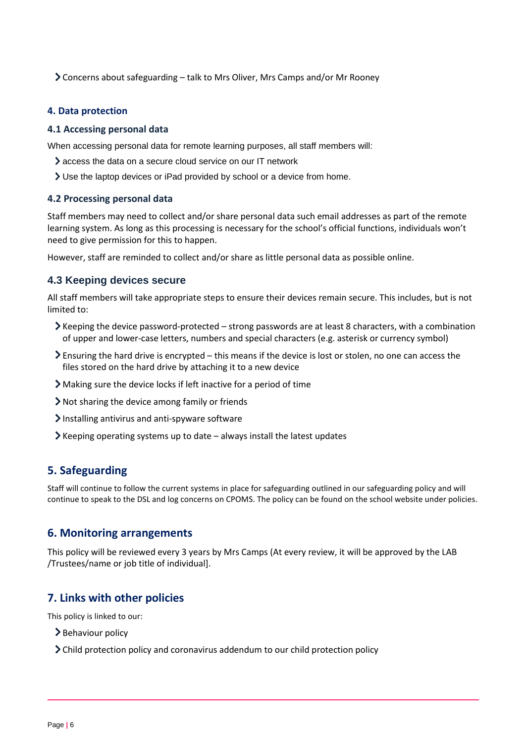- Concerns about safeguarding – talk to Mrs Oliver, Mrs Camps and/or Mr Rooney

### 4. Data protection

#### 4.1 Accessing personal data

When accessing personal data for remote learning purposes, all staff members will:

- access the data on a secure cloud service on our IT network
- Use the laptop devices or iPad provided by school or a device from home.

#### 4.2 Processing personal data

Staff members may need to collect and/or share personal data such email addresses as part of the remote learning system. As long as this processing is necessary for the school's official functions, individuals won't need to give permission for this to happen.

However, staff are reminded to collect and/or share as little personal data as possible online.

#### 4.3 Keeping devices secure

All staff members will take appropriate steps to ensure their devices remain secure. This includes, but is not limited to:

- Keeping the device password-protected – strong passwords are at least 8 characters, with a combination of upper and lower-case letters, numbers and special characters (e.g. asterisk or currency symbol)
- Ensuring the hard drive is encrypted – this means if the device is lost or stolen, no one can access the files stored on the hard drive by attaching it to a new device
- Making sure the device locks if left inactive for a period of time
- Not sharing the device among family or friends
- Installing antivirus and anti-spyware software
- Keeping operating systems up to date – always install the latest updates

## 5. Safeguarding

Staff will continue to follow the current systems in place for safeguarding outlined in our safeguarding policy and will continue to speak to the DSL and log concerns on CPOMS. The policy can be found on the school website under policies.

## 6. Monitoring arrangements

This policy will be reviewed every 3 years by Mrs Camps (At every review, it will be approved by the LAB /Trustees/name or job title of individual].

## 7. Links with other policies

This policy is linked to our:

- Behaviour policy
- Child protection policy and coronavirus addendum to our child protection policy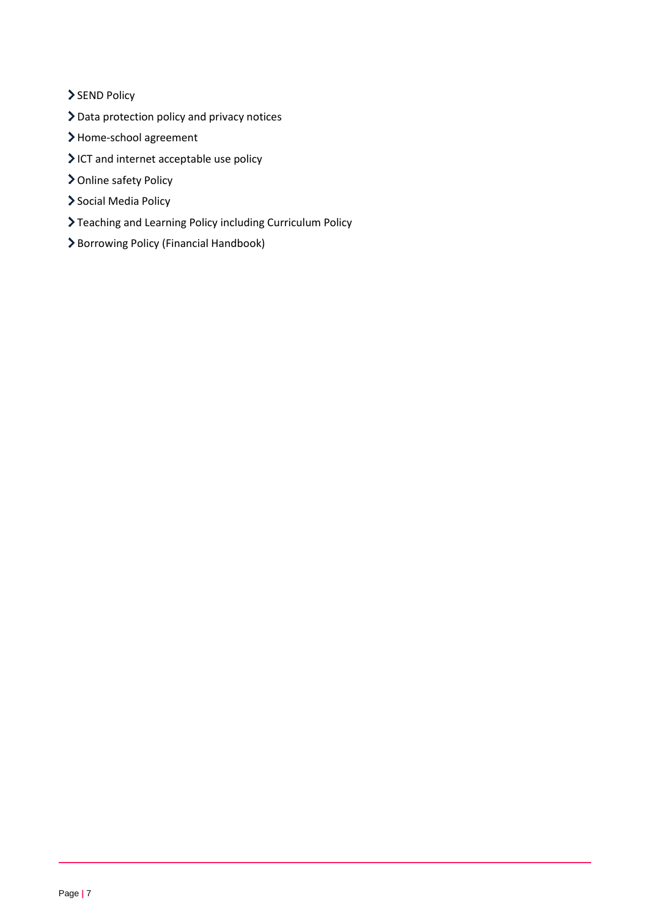- SEND Policy
- Data protection policy and privacy notices
- Home-school agreement
- ICT and internet acceptable use policy
- Online safety Policy
- Social Media Policy
- Teaching and Learning Policy including Curriculum Policy
- Borrowing Policy (Financial Handbook)